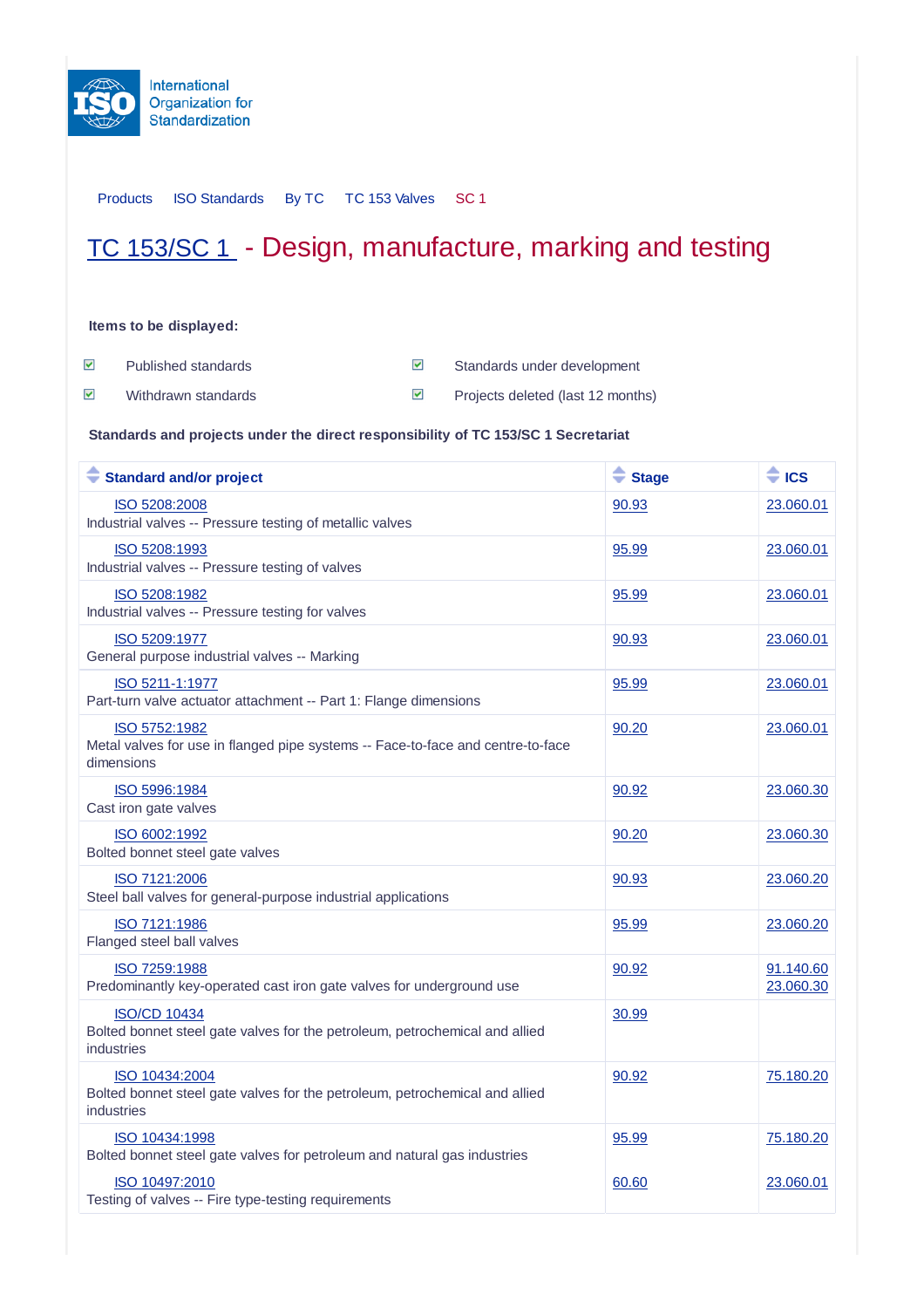International Organization for Standardization

Products ISO Standards By TC TC 153 Valves SC 1

# TC 153/SC 1 - Design, manufacture, marking and testing

**Items to be displayed:**

- [x] Published standards
- [x] Standards under development
- [x] Withdrawn standards
- [x] Projects deleted (last 12 months)

**Standards and projects under the direct responsibility of TC 153/SC 1 Secretariat**

| Standard and/or project | Stage | ICS |
|---|---|---|
| ISO 5208:2008<br>Industrial valves -- Pressure testing of metallic valves | 90.93 | 23.060.01 |
| ISO 5208:1993<br>Industrial valves -- Pressure testing of valves | 95.99 | 23.060.01 |
| ISO 5208:1982<br>Industrial valves -- Pressure testing for valves | 95.99 | 23.060.01 |
| ISO 5209:1977<br>General purpose industrial valves -- Marking | 90.93 | 23.060.01 |
| ISO 5211-1:1977<br>Part-turn valve actuator attachment -- Part 1: Flange dimensions | 95.99 | 23.060.01 |
| ISO 5752:1982<br>Metal valves for use in flanged pipe systems -- Face-to-face and centre-to-face dimensions | 90.20 | 23.060.01 |
| ISO 5996:1984<br>Cast iron gate valves | 90.92 | 23.060.30 |
| ISO 6002:1992<br>Bolted bonnet steel gate valves | 90.20 | 23.060.30 |
| ISO 7121:2006<br>Steel ball valves for general-purpose industrial applications | 90.93 | 23.060.20 |
| ISO 7121:1986<br>Flanged steel ball valves | 95.99 | 23.060.20 |
| ISO 7259:1988<br>Predominantly key-operated cast iron gate valves for underground use | 90.92 | 91.140.60<br>23.060.30 |
| ISO/CD 10434<br>Bolted bonnet steel gate valves for the petroleum, petrochemical and allied industries | 30.99 | |
| ISO 10434:2004<br>Bolted bonnet steel gate valves for the petroleum, petrochemical and allied industries | 90.92 | 75.180.20 |
| ISO 10434:1998<br>Bolted bonnet steel gate valves for petroleum and natural gas industries | 95.99 | 75.180.20 |
| ISO 10497:2010<br>Testing of valves -- Fire type-testing requirements | 60.60 | 23.060.01 |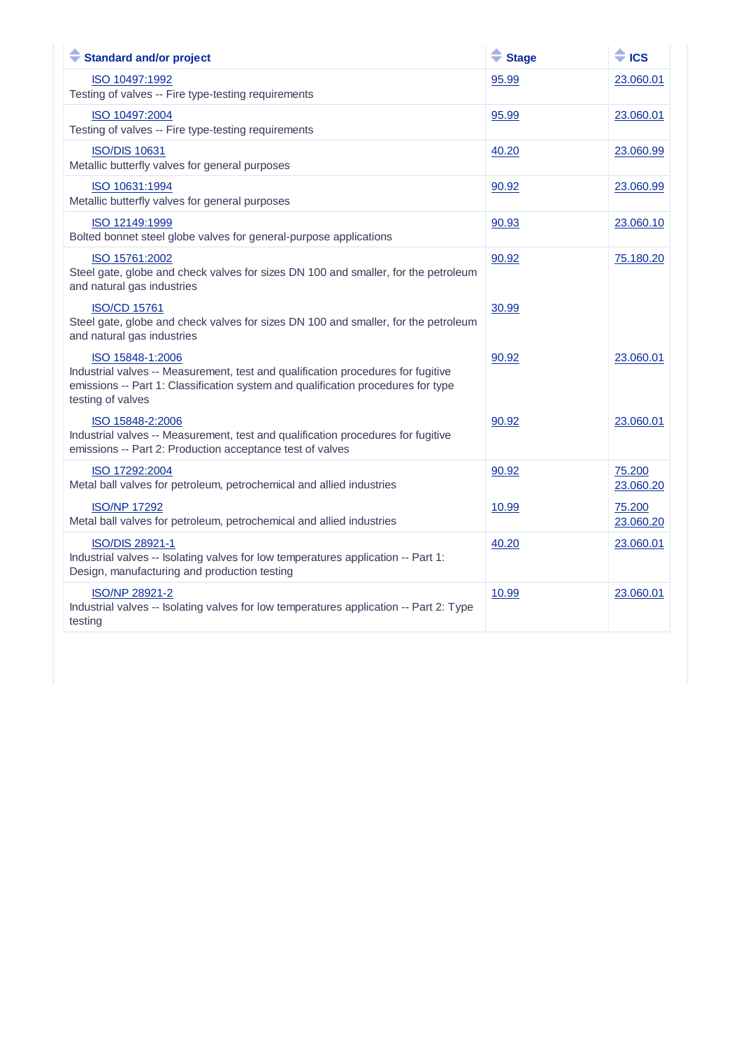| Standard and/or project | Stage | ICS |
|---|---|---|
| ISO 10497:1992<br>Testing of valves -- Fire type-testing requirements | 95.99 | 23.060.01 |
| ISO 10497:2004<br>Testing of valves -- Fire type-testing requirements | 95.99 | 23.060.01 |
| ISO/DIS 10631<br>Metallic butterfly valves for general purposes | 40.20 | 23.060.99 |
| ISO 10631:1994<br>Metallic butterfly valves for general purposes | 90.92 | 23.060.99 |
| ISO 12149:1999<br>Bolted bonnet steel globe valves for general-purpose applications | 90.93 | 23.060.10 |
| ISO 15761:2002<br>Steel gate, globe and check valves for sizes DN 100 and smaller, for the petroleum and natural gas industries | 90.92 | 75.180.20 |
| ISO/CD 15761<br>Steel gate, globe and check valves for sizes DN 100 and smaller, for the petroleum and natural gas industries | 30.99 | |
| ISO 15848-1:2006<br>Industrial valves -- Measurement, test and qualification procedures for fugitive emissions -- Part 1: Classification system and qualification procedures for type testing of valves | 90.92 | 23.060.01 |
| ISO 15848-2:2006<br>Industrial valves -- Measurement, test and qualification procedures for fugitive emissions -- Part 2: Production acceptance test of valves | 90.92 | 23.060.01 |
| ISO 17292:2004<br>Metal ball valves for petroleum, petrochemical and allied industries | 90.92 | 75.200<br>23.060.20 |
| ISO/NP 17292<br>Metal ball valves for petroleum, petrochemical and allied industries | 10.99 | 75.200<br>23.060.20 |
| ISO/DIS 28921-1<br>Industrial valves -- Isolating valves for low temperatures application -- Part 1: Design, manufacturing and production testing | 40.20 | 23.060.01 |
| ISO/NP 28921-2<br>Industrial valves -- Isolating valves for low temperatures application -- Part 2: Type testing | 10.99 | 23.060.01 |